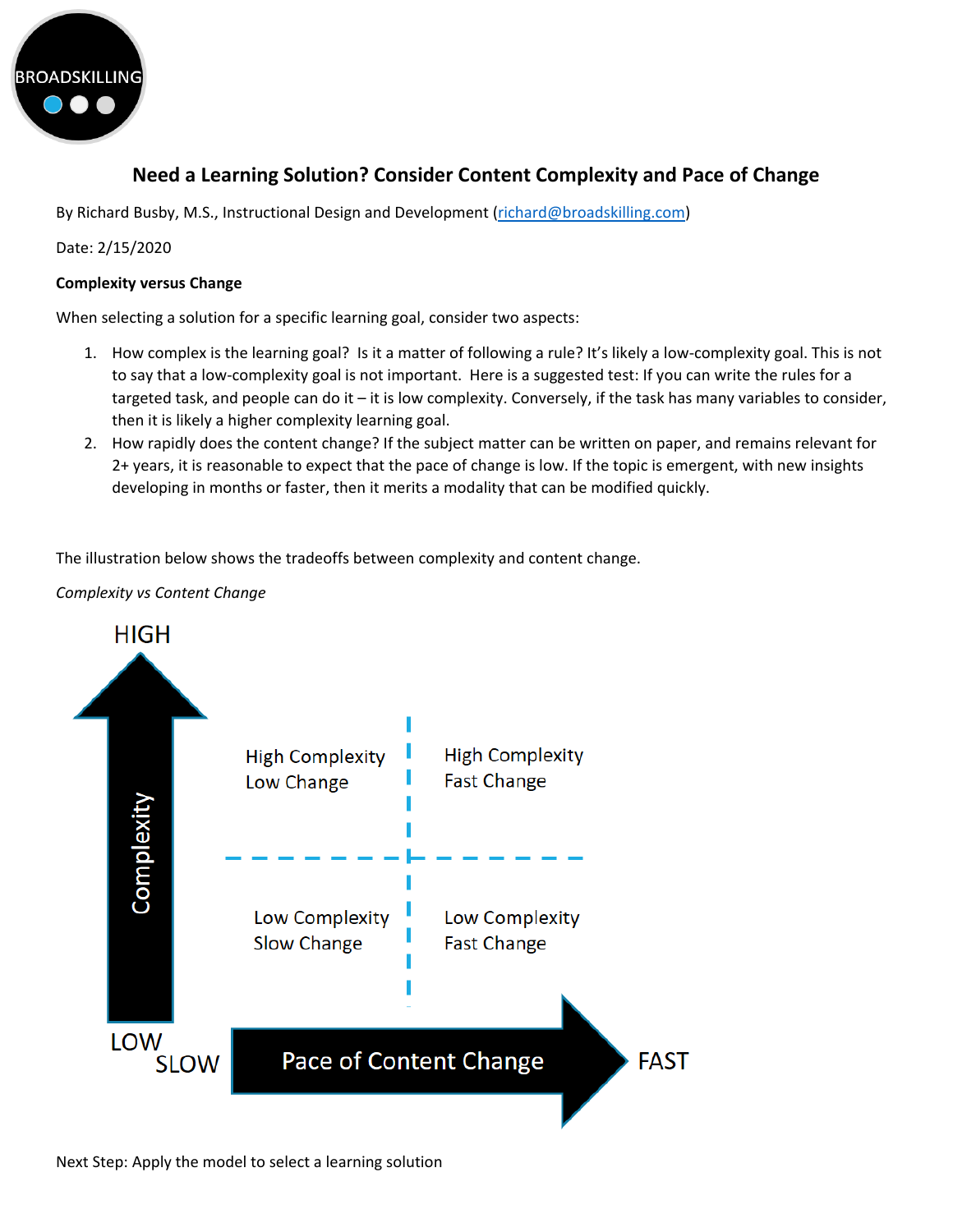BROADSKILLING

# Need a Learning Solution? Consider Content Complexity and Pace of Change

By Richard Busby, M.S., Instructional Design and Development ([richard@broadskilling.com](mailto:richard@broadskilling.com))

Date: 2/15/2020

**Complexity versus Change**

When selecting a solution for a specific learning goal, consider two aspects:

1. How complex is the learning goal? Is it a matter of following a rule? It's likely a low-complexity goal. This is not to say that a low-complexity goal is not important. Here is a suggested test: If you can write the rules for a targeted task, and people can do it – it is low complexity. Conversely, if the task has many variables to consider, then it is likely a higher complexity learning goal.
2. How rapidly does the content change? If the subject matter can be written on paper, and remains relevant for 2+ years, it is reasonable to expect that the pace of change is low. If the topic is emergent, with new insights developing in months or faster, then it merits a modality that can be modified quickly.

The illustration below shows the tradeoffs between complexity and content change.

*Complexity vs Content Change*

HIGH

Complexity

High Complexity
Low Change

High Complexity
Fast Change

Low Complexity
Slow Change

Low Complexity
Fast Change

LOW

SLOW

Pace of Content Change

FAST

Next Step: Apply the model to select a learning solution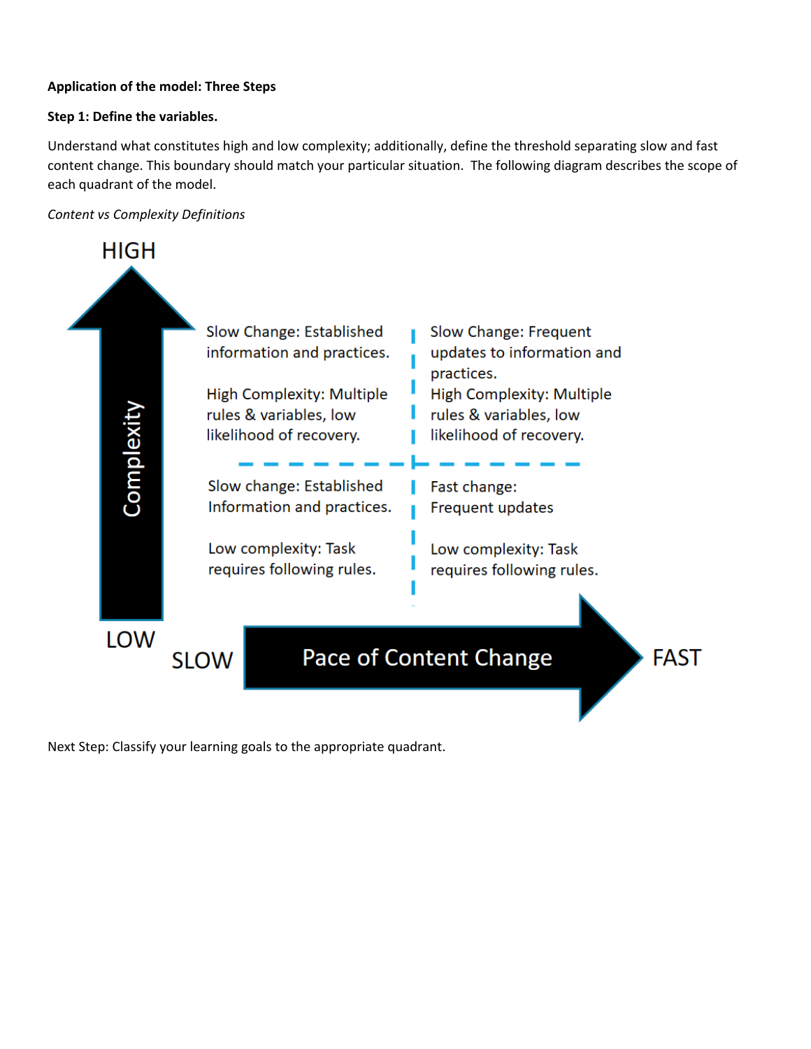**Application of the model: Three Steps**

**Step 1: Define the variables.**

Understand what constitutes high and low complexity; additionally, define the threshold separating slow and fast content change. This boundary should match your particular situation. The following diagram describes the scope of each quadrant of the model.

*Content vs Complexity Definitions*

| Complexity | SLOW | FAST |
| --- | --- | --- |
| HIGH | Slow Change: Established information and practices. High Complexity: Multiple rules & variables, low likelihood of recovery. | Slow Change: Frequent updates to information and practices. High Complexity: Multiple rules & variables, low likelihood of recovery. |
| LOW | Slow change: Established Information and practices. Low complexity: Task requires following rules. | Fast change: Frequent updates Low complexity: Task requires following rules. |

Pace of Content Change

Next Step: Classify your learning goals to the appropriate quadrant.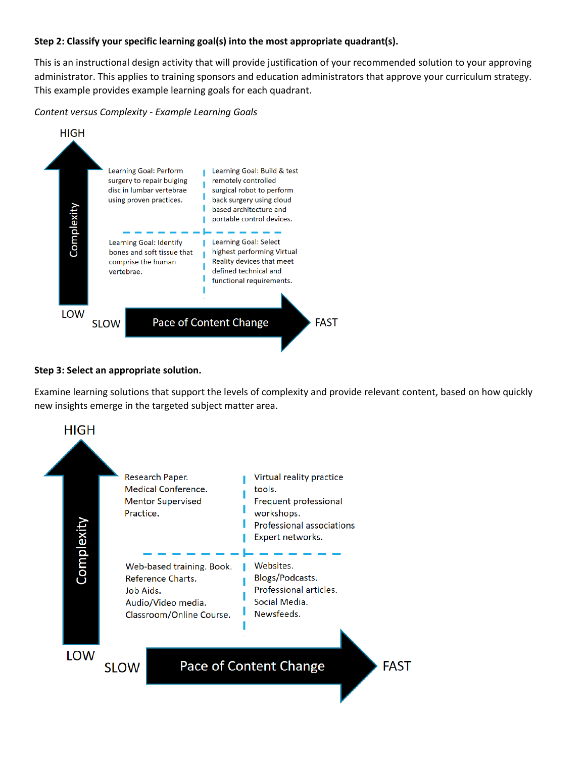**Step 2: Classify your specific learning goal(s) into the most appropriate quadrant(s).**

This is an instructional design activity that will provide justification of your recommended solution to your approving administrator. This applies to training sponsors and education administrators that approve your curriculum strategy. This example provides example learning goals for each quadrant.

*Content versus Complexity - Example Learning Goals*

| Complexity / Pace of Content Change | SLOW | FAST |
| --- | --- | --- |
| HIGH | Learning Goal: Perform surgery to repair bulging disc in lumbar vertebrae using proven practices. | Learning Goal: Build & test remotely controlled surgical robot to perform back surgery using cloud based architecture and portable control devices. |
| LOW | Learning Goal: Identify bones and soft tissue that comprise the human vertebrae. | Learning Goal: Select highest performing Virtual Reality devices that meet defined technical and functional requirements. |

**Step 3: Select an appropriate solution.**

Examine learning solutions that support the levels of complexity and provide relevant content, based on how quickly new insights emerge in the targeted subject matter area.

| Complexity / Pace of Content Change | SLOW | FAST |
| --- | --- | --- |
| HIGH | Research Paper. Medical Conference. Mentor Supervised Practice. | Virtual reality practice tools. Frequent professional workshops. Professional associations Expert networks. |
| LOW | Web-based training. Book. Reference Charts. Job Aids. Audio/Video media. Classroom/Online Course. | Websites. Blogs/Podcasts. Professional articles. Social Media. Newsfeeds. |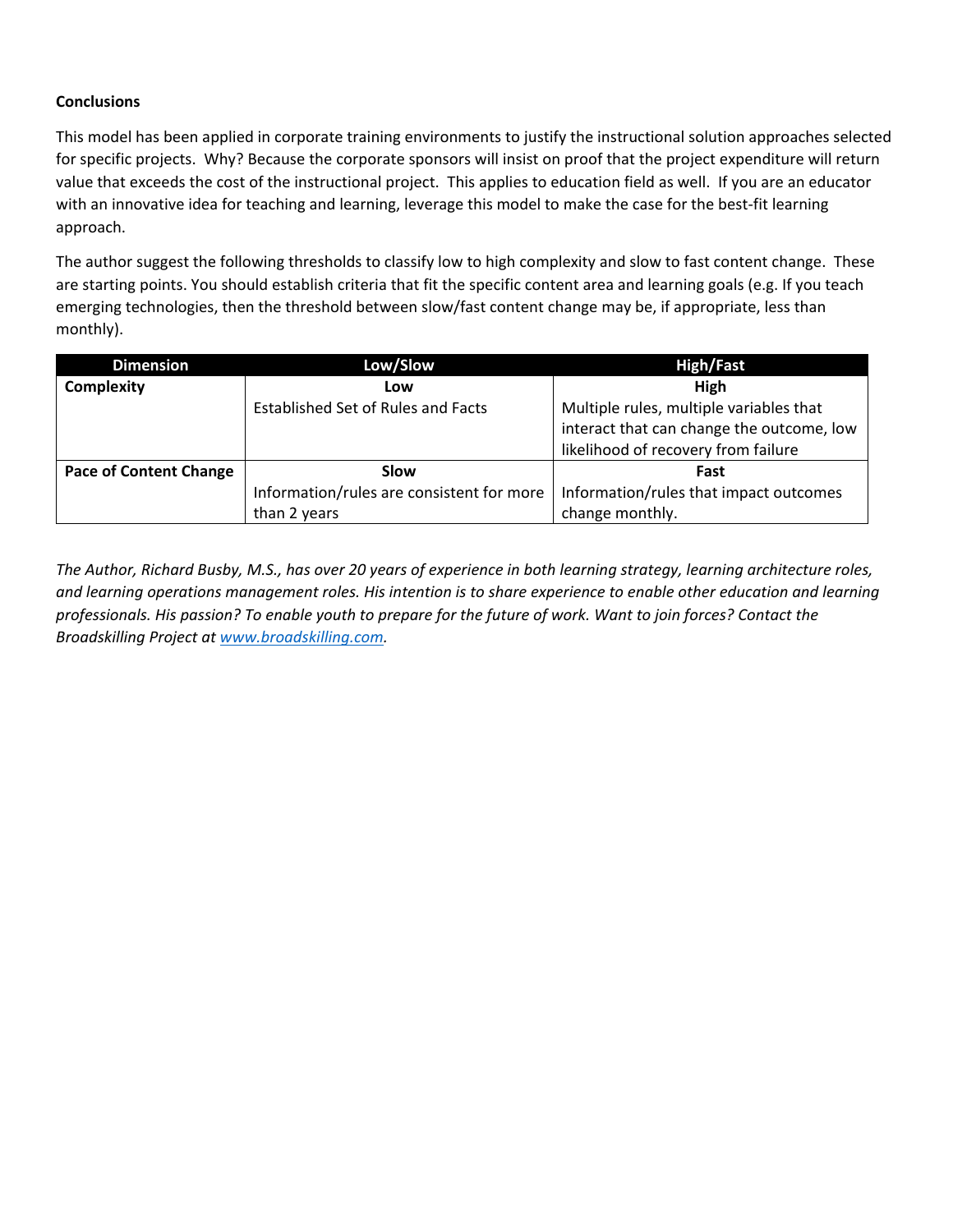**Conclusions**

This model has been applied in corporate training environments to justify the instructional solution approaches selected for specific projects. Why? Because the corporate sponsors will insist on proof that the project expenditure will return value that exceeds the cost of the instructional project. This applies to education field as well. If you are an educator with an innovative idea for teaching and learning, leverage this model to make the case for the best-fit learning approach.

The author suggest the following thresholds to classify low to high complexity and slow to fast content change. These are starting points. You should establish criteria that fit the specific content area and learning goals (e.g. If you teach emerging technologies, then the threshold between slow/fast content change may be, if appropriate, less than monthly).

| Dimension | Low/Slow | High/Fast |
|---|---|---|
| **Complexity** | **Low**<br>Established Set of Rules and Facts | **High**<br>Multiple rules, multiple variables that interact that can change the outcome, low likelihood of recovery from failure |
| **Pace of Content Change** | **Slow**<br>Information/rules are consistent for more than 2 years | **Fast**<br>Information/rules that impact outcomes change monthly. |

*The Author, Richard Busby, M.S., has over 20 years of experience in both learning strategy, learning architecture roles, and learning operations management roles. His intention is to share experience to enable other education and learning professionals. His passion? To enable youth to prepare for the future of work. Want to join forces? Contact the Broadskilling Project at [www.broadskilling.com](http://www.broadskilling.com).*